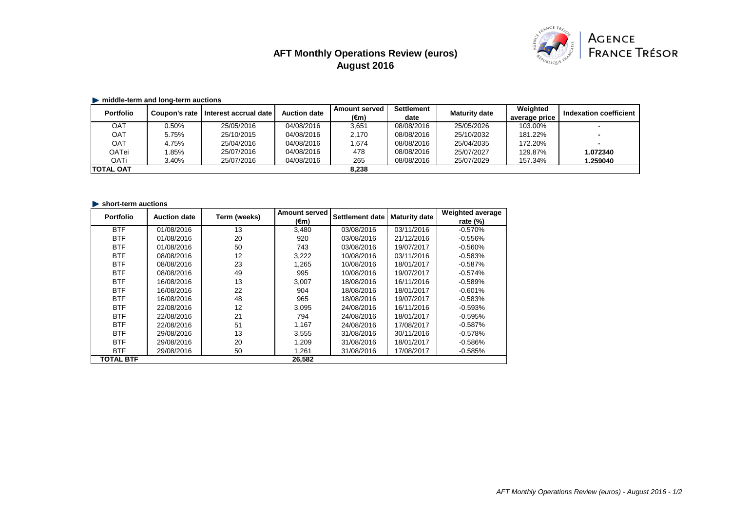# AFT Monthly Operations Review (euros)
## August 2016

AGENCE FRANCE TRÉSOR

### middle-term and long-term auctions

| Portfolio | Coupon's rate | Interest accrual date | Auction date | Amount served (€m) | Settlement date | Maturity date | Weighted average price | Indexation coefficient |
|---|---|---|---|---|---|---|---|---|
| OAT | 0.50% | 25/05/2016 | 04/08/2016 | 3,651 | 08/08/2016 | 25/05/2026 | 103.00% | - |
| OAT | 5.75% | 25/10/2015 | 04/08/2016 | 2,170 | 08/08/2016 | 25/10/2032 | 181.22% | - |
| OAT | 4.75% | 25/04/2016 | 04/08/2016 | 1,674 | 08/08/2016 | 25/04/2035 | 172.20% | - |
| OATei | 1.85% | 25/07/2016 | 04/08/2016 | 478 | 08/08/2016 | 25/07/2027 | 129.87% | **1.072340** |
| OATi | 3.40% | 25/07/2016 | 04/08/2016 | 265 | 08/08/2016 | 25/07/2029 | 157.34% | **1.259040** |
| **TOTAL OAT** | | | | **8,238** | | | | |

### short-term auctions

| Portfolio | Auction date | Term (weeks) | Amount served (€m) | Settlement date | Maturity date | Weighted average rate (%) |
|---|---|---|---|---|---|---|
| BTF | 01/08/2016 | 13 | 3,480 | 03/08/2016 | 03/11/2016 | -0.570% |
| BTF | 01/08/2016 | 20 | 920 | 03/08/2016 | 21/12/2016 | -0.556% |
| BTF | 01/08/2016 | 50 | 743 | 03/08/2016 | 19/07/2017 | -0.560% |
| BTF | 08/08/2016 | 12 | 3,222 | 10/08/2016 | 03/11/2016 | -0.583% |
| BTF | 08/08/2016 | 23 | 1,265 | 10/08/2016 | 18/01/2017 | -0.587% |
| BTF | 08/08/2016 | 49 | 995 | 10/08/2016 | 19/07/2017 | -0.574% |
| BTF | 16/08/2016 | 13 | 3,007 | 18/08/2016 | 16/11/2016 | -0.589% |
| BTF | 16/08/2016 | 22 | 904 | 18/08/2016 | 18/01/2017 | -0.601% |
| BTF | 16/08/2016 | 48 | 965 | 18/08/2016 | 19/07/2017 | -0.583% |
| BTF | 22/08/2016 | 12 | 3,095 | 24/08/2016 | 16/11/2016 | -0.593% |
| BTF | 22/08/2016 | 21 | 794 | 24/08/2016 | 18/01/2017 | -0.595% |
| BTF | 22/08/2016 | 51 | 1,167 | 24/08/2016 | 17/08/2017 | -0.587% |
| BTF | 29/08/2016 | 13 | 3,555 | 31/08/2016 | 30/11/2016 | -0.578% |
| BTF | 29/08/2016 | 20 | 1,209 | 31/08/2016 | 18/01/2017 | -0.586% |
| BTF | 29/08/2016 | 50 | 1,261 | 31/08/2016 | 17/08/2017 | -0.585% |
| **TOTAL BTF** | | | **26,582** | | | |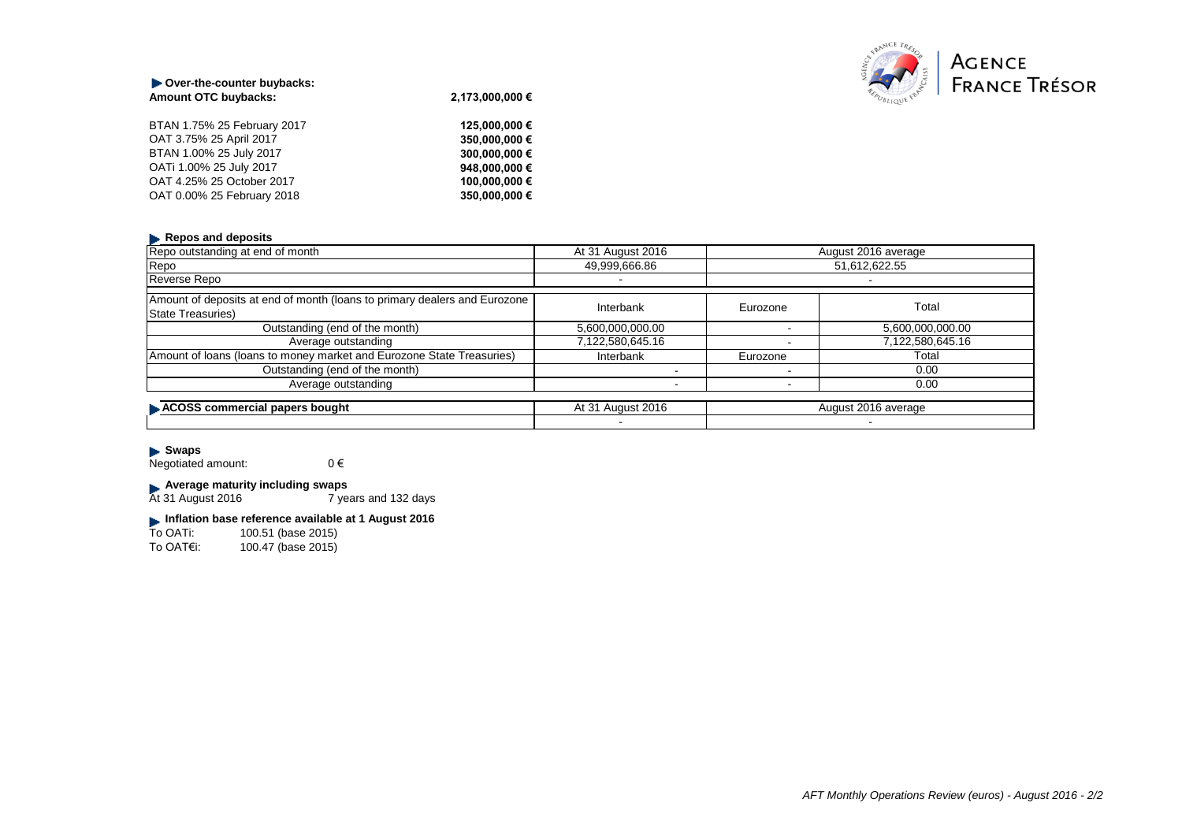### Over-the-counter buybacks:

| | |
|---|---|
| **Amount OTC buybacks:** | **2,173,000,000 €** |
| BTAN 1.75% 25 February 2017 | **125,000,000 €** |
| OAT 3.75% 25 April 2017 | **350,000,000 €** |
| BTAN 1.00% 25 July 2017 | **300,000,000 €** |
| OATi 1.00% 25 July 2017 | **948,000,000 €** |
| OAT 4.25% 25 October 2017 | **100,000,000 €** |
| OAT 0.00% 25 February 2018 | **350,000,000 €** |

### Repos and deposits

| Repo outstanding at end of month | At 31 August 2016 | August 2016 average | |
|---|---|---|---|
| Repo | 49,999,666.86 | 51,612,622.55 | |
| Reverse Repo | - | - | |
| Amount of deposits at end of month (loans to primary dealers and Eurozone State Treasuries) | Interbank | Eurozone | Total |
| Outstanding (end of the month) | 5,600,000,000.00 | - | 5,600,000,000.00 |
| Average outstanding | 7,122,580,645.16 | - | 7,122,580,645.16 |
| Amount of loans (loans to money market and Eurozone State Treasuries) | Interbank | Eurozone | Total |
| Outstanding (end of the month) | - | - | 0.00 |
| Average outstanding | - | - | 0.00 |

| ACOSS commercial papers bought | At 31 August 2016 | August 2016 average |
|---|---|---|
| | - | - |

### Swaps

Negotiated amount: 0 €

### Average maturity including swaps

At 31 August 2016 7 years and 132 days

### Inflation base reference available at 1 August 2016

To OATi: 100.51 (base 2015)

To OAT€i: 100.47 (base 2015)